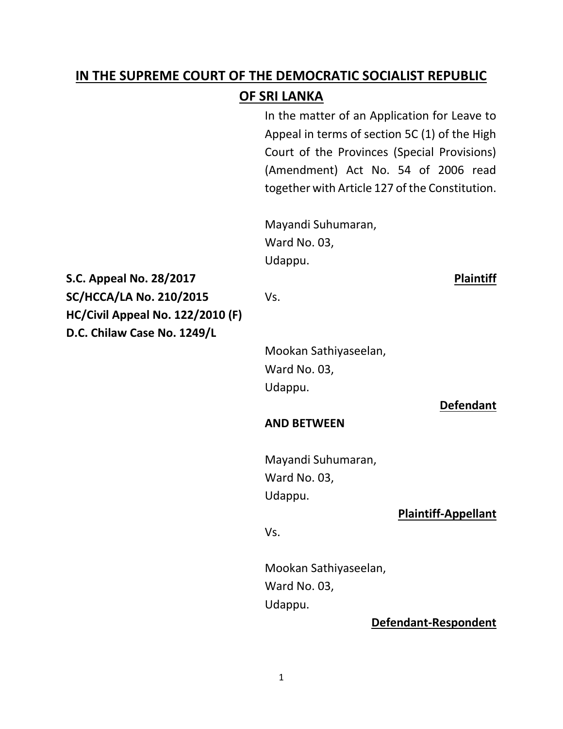# IN THE SUPREME COURT OF THE DEMOCRATIC SOCIALIST REPUBLIC OF SRI LANKA

In the matter of an Application for Leave to Appeal in terms of section 5C (1) of the High Court of the Provinces (Special Provisions) (Amendment) Act No. 54 of 2006 read together with Article 127 of the Constitution.

**S.C. Appeal No. 28/2017**
**SC/HCCA/LA No. 210/2015**
**HC/Civil Appeal No. 122/2010 (F)**
**D.C. Chilaw Case No. 1249/L**

Mayandi Suhumaran,
Ward No. 03,
Udappu.

**Plaintiff**

Vs.

Mookan Sathiyaseelan,
Ward No. 03,
Udappu.

**Defendant**

**AND BETWEEN**

Mayandi Suhumaran,
Ward No. 03,
Udappu.

**Plaintiff-Appellant**

Vs.

Mookan Sathiyaseelan,
Ward No. 03,
Udappu.

**Defendant-Respondent**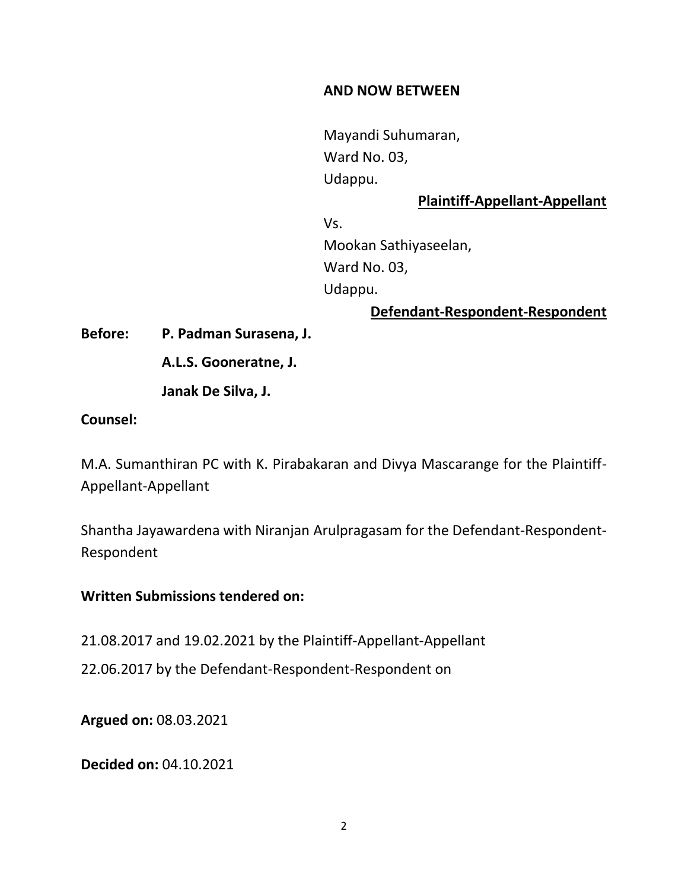**AND NOW BETWEEN**

Mayandi Suhumaran,
Ward No. 03,
Udappu.

**Plaintiff-Appellant-Appellant**

Vs.

Mookan Sathiyaseelan,
Ward No. 03,
Udappu.

**Defendant-Respondent-Respondent**

**Before:** **P. Padman Surasena, J.**

**A.L.S. Gooneratne, J.**

**Janak De Silva, J.**

**Counsel:**

M.A. Sumanthiran PC with K. Pirabakaran and Divya Mascarange for the Plaintiff-Appellant-Appellant

Shantha Jayawardena with Niranjan Arulpragasam for the Defendant-Respondent-Respondent

**Written Submissions tendered on:**

21.08.2017 and 19.02.2021 by the Plaintiff-Appellant-Appellant

22.06.2017 by the Defendant-Respondent-Respondent on

**Argued on:** 08.03.2021

**Decided on:** 04.10.2021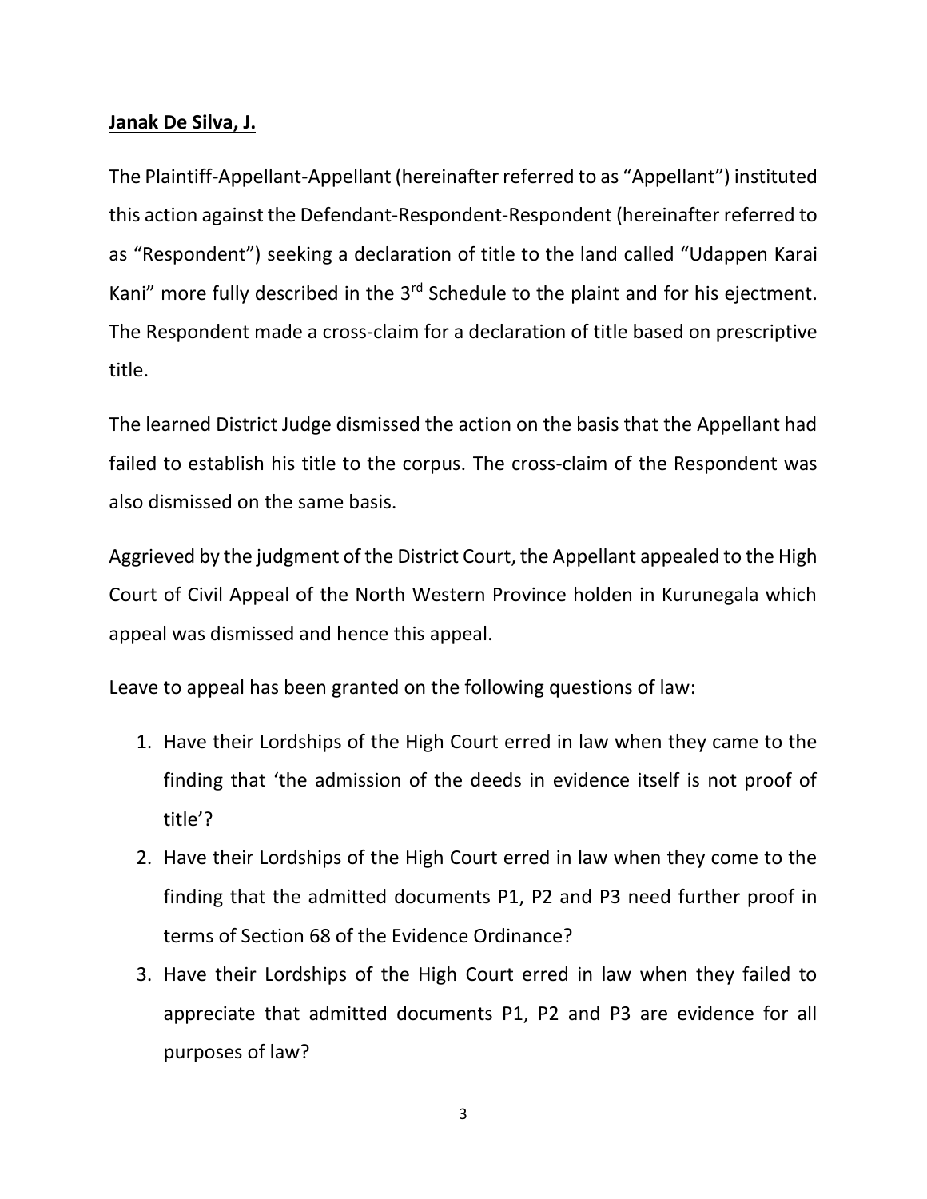**Janak De Silva, J.**

The Plaintiff-Appellant-Appellant (hereinafter referred to as "Appellant") instituted this action against the Defendant-Respondent-Respondent (hereinafter referred to as "Respondent") seeking a declaration of title to the land called "Udappen Karai Kani" more fully described in the 3rd Schedule to the plaint and for his ejectment. The Respondent made a cross-claim for a declaration of title based on prescriptive title.

The learned District Judge dismissed the action on the basis that the Appellant had failed to establish his title to the corpus. The cross-claim of the Respondent was also dismissed on the same basis.

Aggrieved by the judgment of the District Court, the Appellant appealed to the High Court of Civil Appeal of the North Western Province holden in Kurunegala which appeal was dismissed and hence this appeal.

Leave to appeal has been granted on the following questions of law:

1. Have their Lordships of the High Court erred in law when they came to the finding that 'the admission of the deeds in evidence itself is not proof of title'?
2. Have their Lordships of the High Court erred in law when they come to the finding that the admitted documents P1, P2 and P3 need further proof in terms of Section 68 of the Evidence Ordinance?
3. Have their Lordships of the High Court erred in law when they failed to appreciate that admitted documents P1, P2 and P3 are evidence for all purposes of law?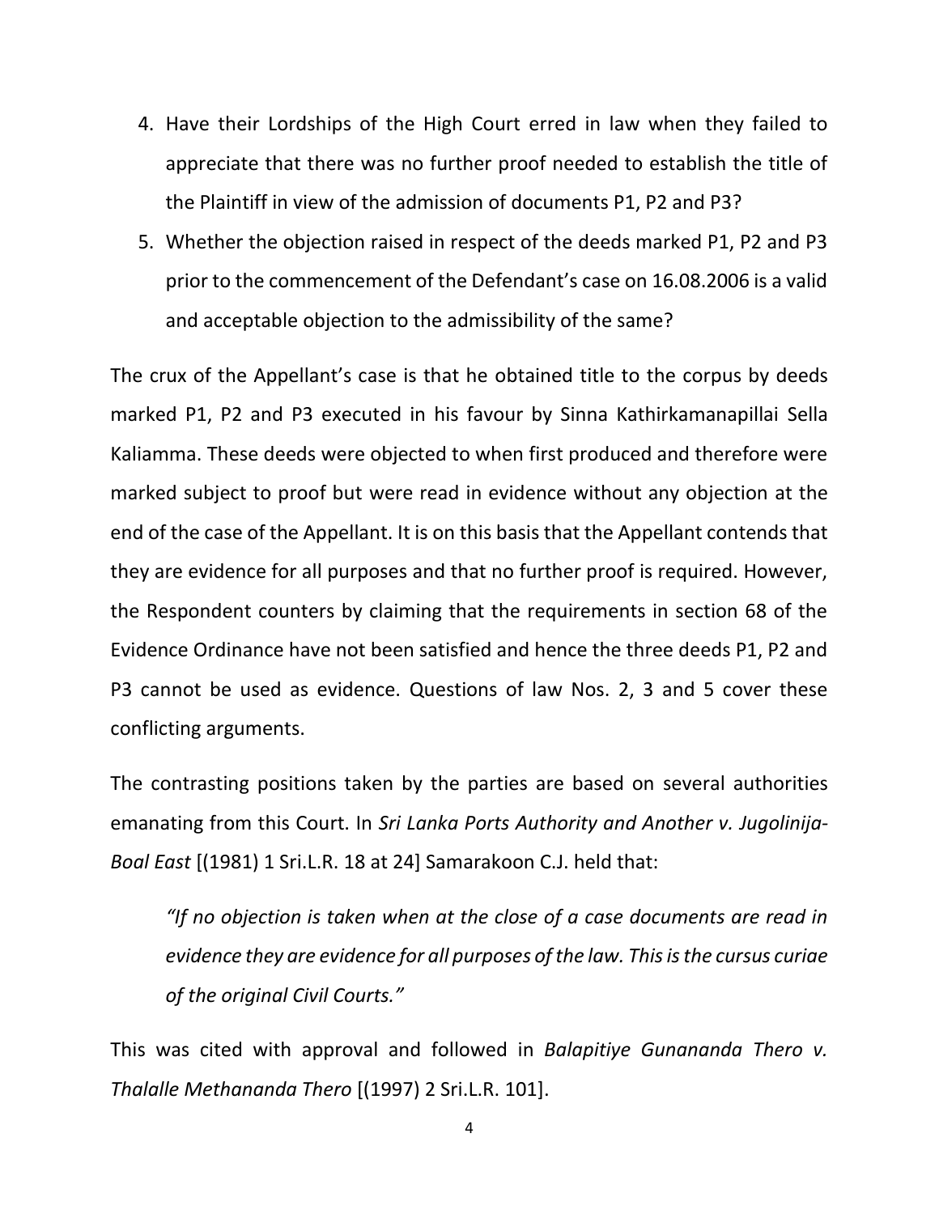4. Have their Lordships of the High Court erred in law when they failed to appreciate that there was no further proof needed to establish the title of the Plaintiff in view of the admission of documents P1, P2 and P3?
5. Whether the objection raised in respect of the deeds marked P1, P2 and P3 prior to the commencement of the Defendant's case on 16.08.2006 is a valid and acceptable objection to the admissibility of the same?

The crux of the Appellant's case is that he obtained title to the corpus by deeds marked P1, P2 and P3 executed in his favour by Sinna Kathirkamanapillai Sella Kaliamma. These deeds were objected to when first produced and therefore were marked subject to proof but were read in evidence without any objection at the end of the case of the Appellant. It is on this basis that the Appellant contends that they are evidence for all purposes and that no further proof is required. However, the Respondent counters by claiming that the requirements in section 68 of the Evidence Ordinance have not been satisfied and hence the three deeds P1, P2 and P3 cannot be used as evidence. Questions of law Nos. 2, 3 and 5 cover these conflicting arguments.

The contrasting positions taken by the parties are based on several authorities emanating from this Court. In *Sri Lanka Ports Authority and Another v. Jugolinija-Boal East* [(1981) 1 Sri.L.R. 18 at 24] Samarakoon C.J. held that:

> *"If no objection is taken when at the close of a case documents are read in evidence they are evidence for all purposes of the law. This is the cursus curiae of the original Civil Courts."*

This was cited with approval and followed in *Balapitiye Gunananda Thero v. Thalalle Methananda Thero* [(1997) 2 Sri.L.R. 101].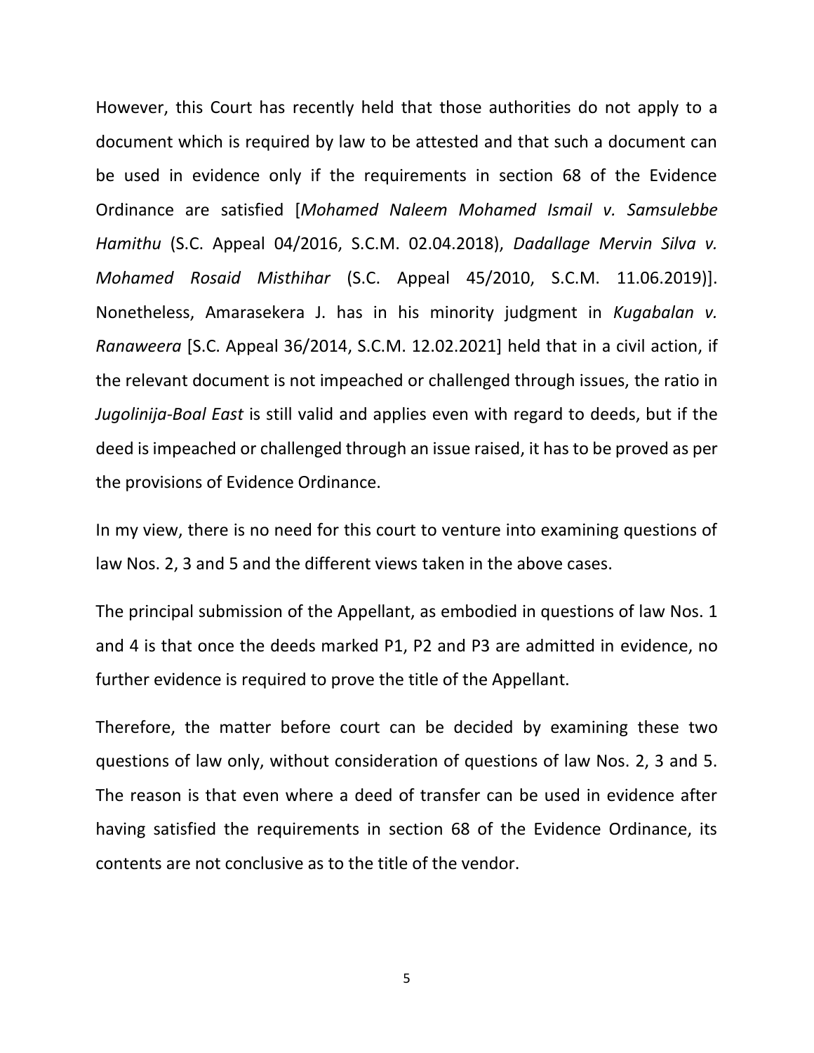However, this Court has recently held that those authorities do not apply to a document which is required by law to be attested and that such a document can be used in evidence only if the requirements in section 68 of the Evidence Ordinance are satisfied [*Mohamed Naleem Mohamed Ismail v. Samsulebbe Hamithu* (S.C. Appeal 04/2016, S.C.M. 02.04.2018), *Dadallage Mervin Silva v. Mohamed Rosaid Misthihar* (S.C. Appeal 45/2010, S.C.M. 11.06.2019)]. Nonetheless, Amarasekera J. has in his minority judgment in *Kugabalan v. Ranaweera* [S.C. Appeal 36/2014, S.C.M. 12.02.2021] held that in a civil action, if the relevant document is not impeached or challenged through issues, the ratio in *Jugolinija-Boal East* is still valid and applies even with regard to deeds, but if the deed is impeached or challenged through an issue raised, it has to be proved as per the provisions of Evidence Ordinance.

In my view, there is no need for this court to venture into examining questions of law Nos. 2, 3 and 5 and the different views taken in the above cases.

The principal submission of the Appellant, as embodied in questions of law Nos. 1 and 4 is that once the deeds marked P1, P2 and P3 are admitted in evidence, no further evidence is required to prove the title of the Appellant.

Therefore, the matter before court can be decided by examining these two questions of law only, without consideration of questions of law Nos. 2, 3 and 5. The reason is that even where a deed of transfer can be used in evidence after having satisfied the requirements in section 68 of the Evidence Ordinance, its contents are not conclusive as to the title of the vendor.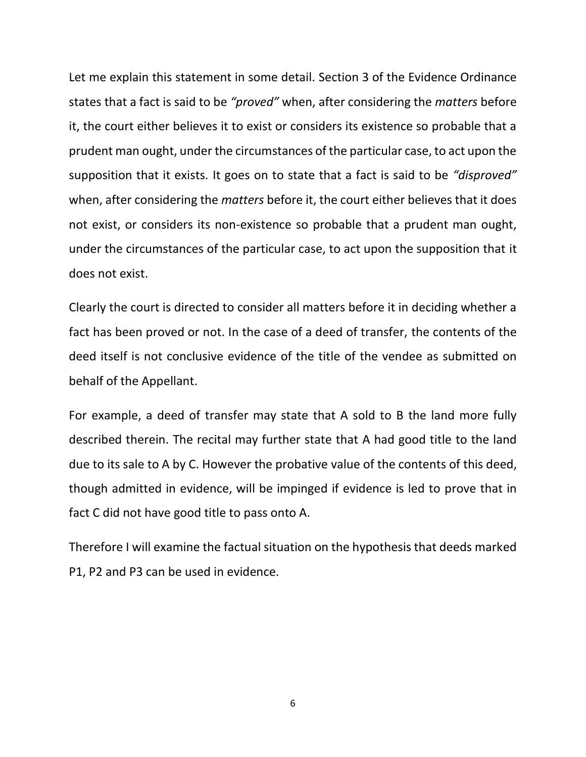Let me explain this statement in some detail. Section 3 of the Evidence Ordinance states that a fact is said to be *"proved"* when, after considering the *matters* before it, the court either believes it to exist or considers its existence so probable that a prudent man ought, under the circumstances of the particular case, to act upon the supposition that it exists. It goes on to state that a fact is said to be *"disproved"* when, after considering the *matters* before it, the court either believes that it does not exist, or considers its non-existence so probable that a prudent man ought, under the circumstances of the particular case, to act upon the supposition that it does not exist.

Clearly the court is directed to consider all matters before it in deciding whether a fact has been proved or not. In the case of a deed of transfer, the contents of the deed itself is not conclusive evidence of the title of the vendee as submitted on behalf of the Appellant.

For example, a deed of transfer may state that A sold to B the land more fully described therein. The recital may further state that A had good title to the land due to its sale to A by C. However the probative value of the contents of this deed, though admitted in evidence, will be impinged if evidence is led to prove that in fact C did not have good title to pass onto A.

Therefore I will examine the factual situation on the hypothesis that deeds marked P1, P2 and P3 can be used in evidence.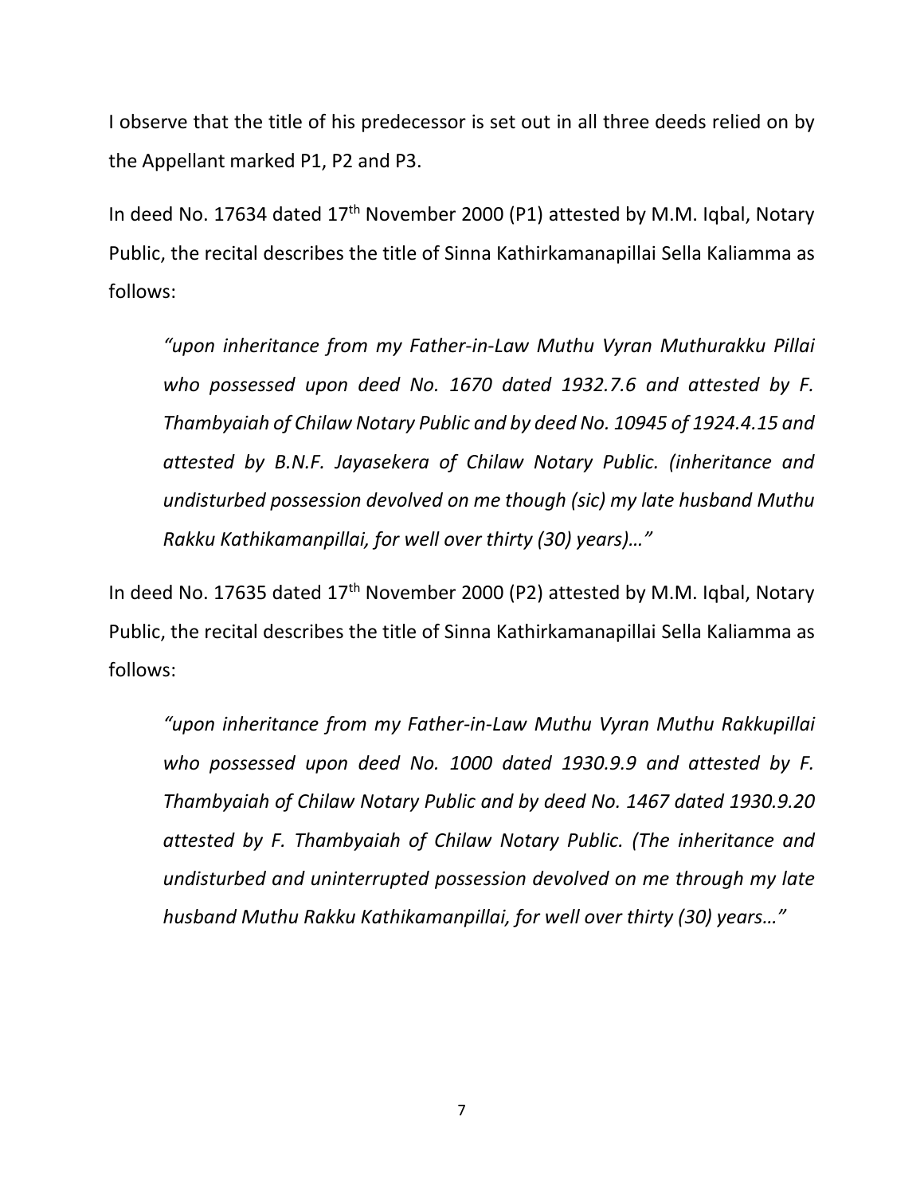I observe that the title of his predecessor is set out in all three deeds relied on by the Appellant marked P1, P2 and P3.

In deed No. 17634 dated 17th November 2000 (P1) attested by M.M. Iqbal, Notary Public, the recital describes the title of Sinna Kathirkamanapillai Sella Kaliamma as follows:

> *"upon inheritance from my Father-in-Law Muthu Vyran Muthurakku Pillai who possessed upon deed No. 1670 dated 1932.7.6 and attested by F. Thambyaiah of Chilaw Notary Public and by deed No. 10945 of 1924.4.15 and attested by B.N.F. Jayasekera of Chilaw Notary Public. (inheritance and undisturbed possession devolved on me though (sic) my late husband Muthu Rakku Kathikamanpillai, for well over thirty (30) years)…"*

In deed No. 17635 dated 17th November 2000 (P2) attested by M.M. Iqbal, Notary Public, the recital describes the title of Sinna Kathirkamanapillai Sella Kaliamma as follows:

> *"upon inheritance from my Father-in-Law Muthu Vyran Muthu Rakkupillai who possessed upon deed No. 1000 dated 1930.9.9 and attested by F. Thambyaiah of Chilaw Notary Public and by deed No. 1467 dated 1930.9.20 attested by F. Thambyaiah of Chilaw Notary Public. (The inheritance and undisturbed and uninterrupted possession devolved on me through my late husband Muthu Rakku Kathikamanpillai, for well over thirty (30) years…"*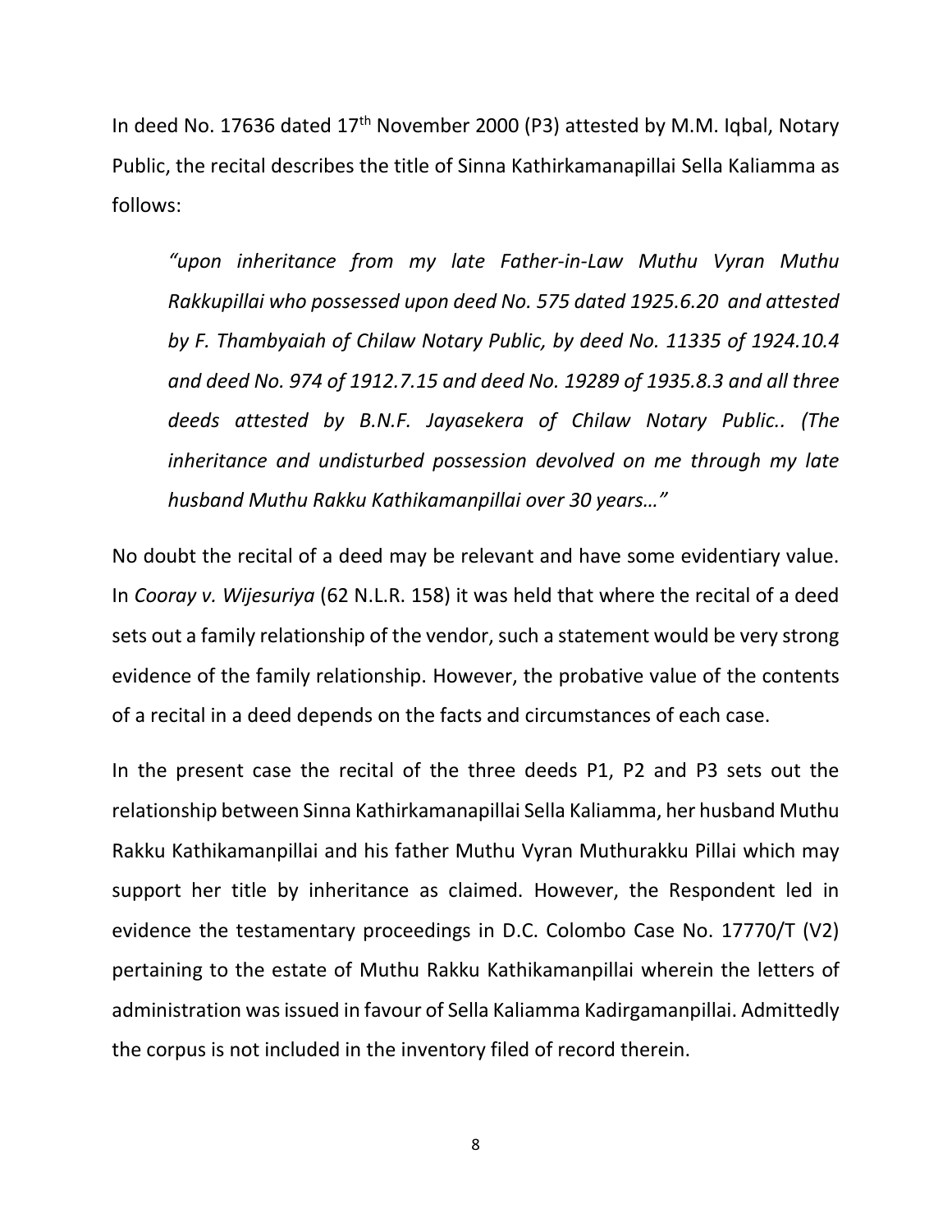In deed No. 17636 dated 17th November 2000 (P3) attested by M.M. Iqbal, Notary Public, the recital describes the title of Sinna Kathirkamanapillai Sella Kaliamma as follows:

> *"upon inheritance from my late Father-in-Law Muthu Vyran Muthu Rakkupillai who possessed upon deed No. 575 dated 1925.6.20 and attested by F. Thambyaiah of Chilaw Notary Public, by deed No. 11335 of 1924.10.4 and deed No. 974 of 1912.7.15 and deed No. 19289 of 1935.8.3 and all three deeds attested by B.N.F. Jayasekera of Chilaw Notary Public.. (The inheritance and undisturbed possession devolved on me through my late husband Muthu Rakku Kathikamanpillai over 30 years…"*

No doubt the recital of a deed may be relevant and have some evidentiary value. In *Cooray v. Wijesuriya* (62 N.L.R. 158) it was held that where the recital of a deed sets out a family relationship of the vendor, such a statement would be very strong evidence of the family relationship. However, the probative value of the contents of a recital in a deed depends on the facts and circumstances of each case.

In the present case the recital of the three deeds P1, P2 and P3 sets out the relationship between Sinna Kathirkamanapillai Sella Kaliamma, her husband Muthu Rakku Kathikamanpillai and his father Muthu Vyran Muthurakku Pillai which may support her title by inheritance as claimed. However, the Respondent led in evidence the testamentary proceedings in D.C. Colombo Case No. 17770/T (V2) pertaining to the estate of Muthu Rakku Kathikamanpillai wherein the letters of administration was issued in favour of Sella Kaliamma Kadirgamanpillai. Admittedly the corpus is not included in the inventory filed of record therein.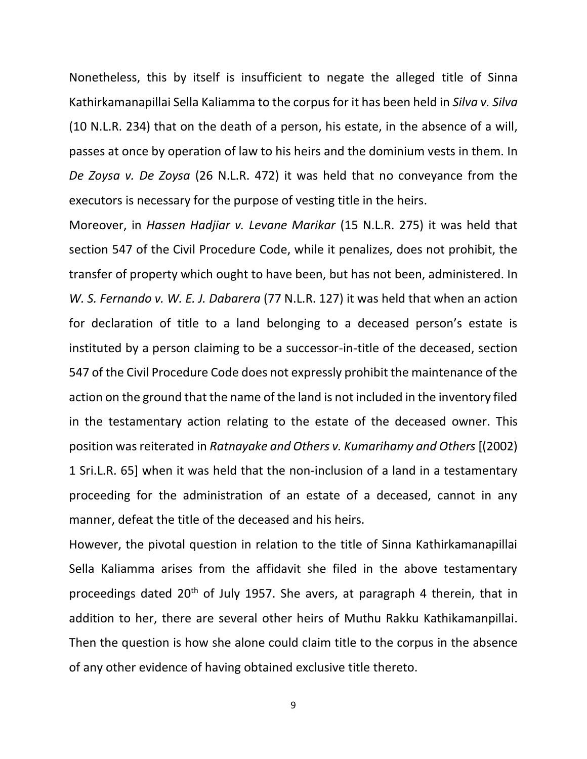Nonetheless, this by itself is insufficient to negate the alleged title of Sinna Kathirkamanapillai Sella Kaliamma to the corpus for it has been held in *Silva v. Silva* (10 N.L.R. 234) that on the death of a person, his estate, in the absence of a will, passes at once by operation of law to his heirs and the dominium vests in them. In *De Zoysa v. De Zoysa* (26 N.L.R. 472) it was held that no conveyance from the executors is necessary for the purpose of vesting title in the heirs.

Moreover, in *Hassen Hadjiar v. Levane Marikar* (15 N.L.R. 275) it was held that section 547 of the Civil Procedure Code, while it penalizes, does not prohibit, the transfer of property which ought to have been, but has not been, administered. In *W. S. Fernando v. W. E. J. Dabarera* (77 N.L.R. 127) it was held that when an action for declaration of title to a land belonging to a deceased person's estate is instituted by a person claiming to be a successor-in-title of the deceased, section 547 of the Civil Procedure Code does not expressly prohibit the maintenance of the action on the ground that the name of the land is not included in the inventory filed in the testamentary action relating to the estate of the deceased owner. This position was reiterated in *Ratnayake and Others v. Kumarihamy and Others* [(2002) 1 Sri.L.R. 65] when it was held that the non-inclusion of a land in a testamentary proceeding for the administration of an estate of a deceased, cannot in any manner, defeat the title of the deceased and his heirs.

However, the pivotal question in relation to the title of Sinna Kathirkamanapillai Sella Kaliamma arises from the affidavit she filed in the above testamentary proceedings dated 20th of July 1957. She avers, at paragraph 4 therein, that in addition to her, there are several other heirs of Muthu Rakku Kathikamanpillai. Then the question is how she alone could claim title to the corpus in the absence of any other evidence of having obtained exclusive title thereto.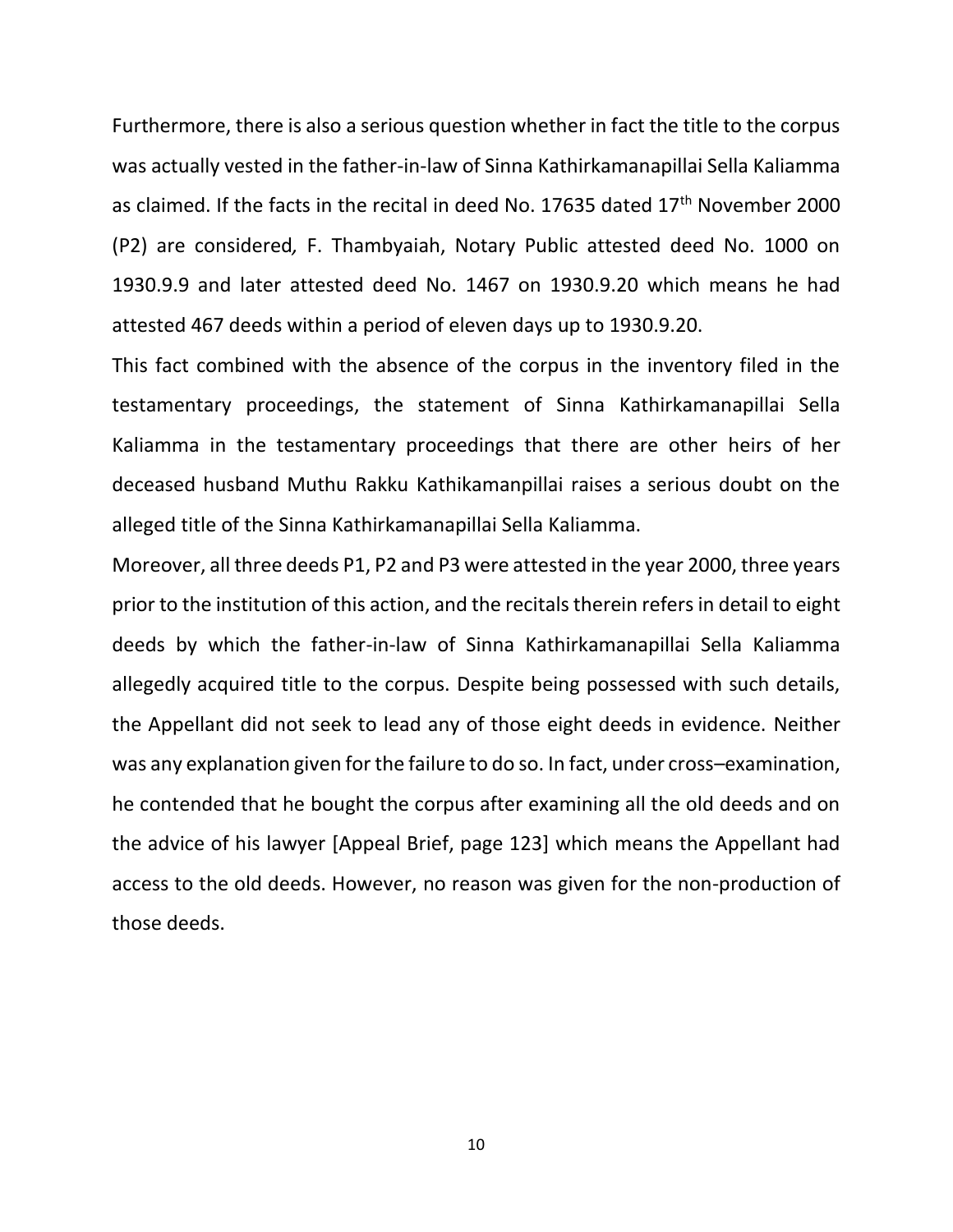Furthermore, there is also a serious question whether in fact the title to the corpus was actually vested in the father-in-law of Sinna Kathirkamanapillai Sella Kaliamma as claimed. If the facts in the recital in deed No. 17635 dated 17th November 2000 (P2) are considered*,* F. Thambyaiah, Notary Public attested deed No. 1000 on 1930.9.9 and later attested deed No. 1467 on 1930.9.20 which means he had attested 467 deeds within a period of eleven days up to 1930.9.20.

This fact combined with the absence of the corpus in the inventory filed in the testamentary proceedings, the statement of Sinna Kathirkamanapillai Sella Kaliamma in the testamentary proceedings that there are other heirs of her deceased husband Muthu Rakku Kathikamanpillai raises a serious doubt on the alleged title of the Sinna Kathirkamanapillai Sella Kaliamma.

Moreover, all three deeds P1, P2 and P3 were attested in the year 2000, three years prior to the institution of this action, and the recitals therein refers in detail to eight deeds by which the father-in-law of Sinna Kathirkamanapillai Sella Kaliamma allegedly acquired title to the corpus. Despite being possessed with such details, the Appellant did not seek to lead any of those eight deeds in evidence. Neither was any explanation given for the failure to do so. In fact, under cross–examination, he contended that he bought the corpus after examining all the old deeds and on the advice of his lawyer [Appeal Brief, page 123] which means the Appellant had access to the old deeds. However, no reason was given for the non-production of those deeds.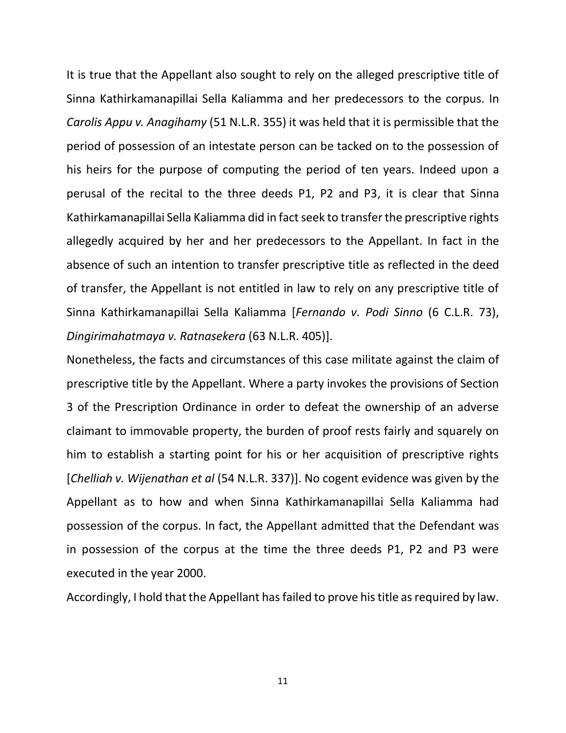It is true that the Appellant also sought to rely on the alleged prescriptive title of Sinna Kathirkamanapillai Sella Kaliamma and her predecessors to the corpus. In *Carolis Appu v. Anagihamy* (51 N.L.R. 355) it was held that it is permissible that the period of possession of an intestate person can be tacked on to the possession of his heirs for the purpose of computing the period of ten years. Indeed upon a perusal of the recital to the three deeds P1, P2 and P3, it is clear that Sinna Kathirkamanapillai Sella Kaliamma did in fact seek to transfer the prescriptive rights allegedly acquired by her and her predecessors to the Appellant. In fact in the absence of such an intention to transfer prescriptive title as reflected in the deed of transfer, the Appellant is not entitled in law to rely on any prescriptive title of Sinna Kathirkamanapillai Sella Kaliamma [*Fernando v. Podi Sinno* (6 C.L.R. 73), *Dingirimahatmaya v. Ratnasekera* (63 N.L.R. 405)].

Nonetheless, the facts and circumstances of this case militate against the claim of prescriptive title by the Appellant. Where a party invokes the provisions of Section 3 of the Prescription Ordinance in order to defeat the ownership of an adverse claimant to immovable property, the burden of proof rests fairly and squarely on him to establish a starting point for his or her acquisition of prescriptive rights [*Chelliah v. Wijenathan et al* (54 N.L.R. 337)]. No cogent evidence was given by the Appellant as to how and when Sinna Kathirkamanapillai Sella Kaliamma had possession of the corpus. In fact, the Appellant admitted that the Defendant was in possession of the corpus at the time the three deeds P1, P2 and P3 were executed in the year 2000.

Accordingly, I hold that the Appellant has failed to prove his title as required by law.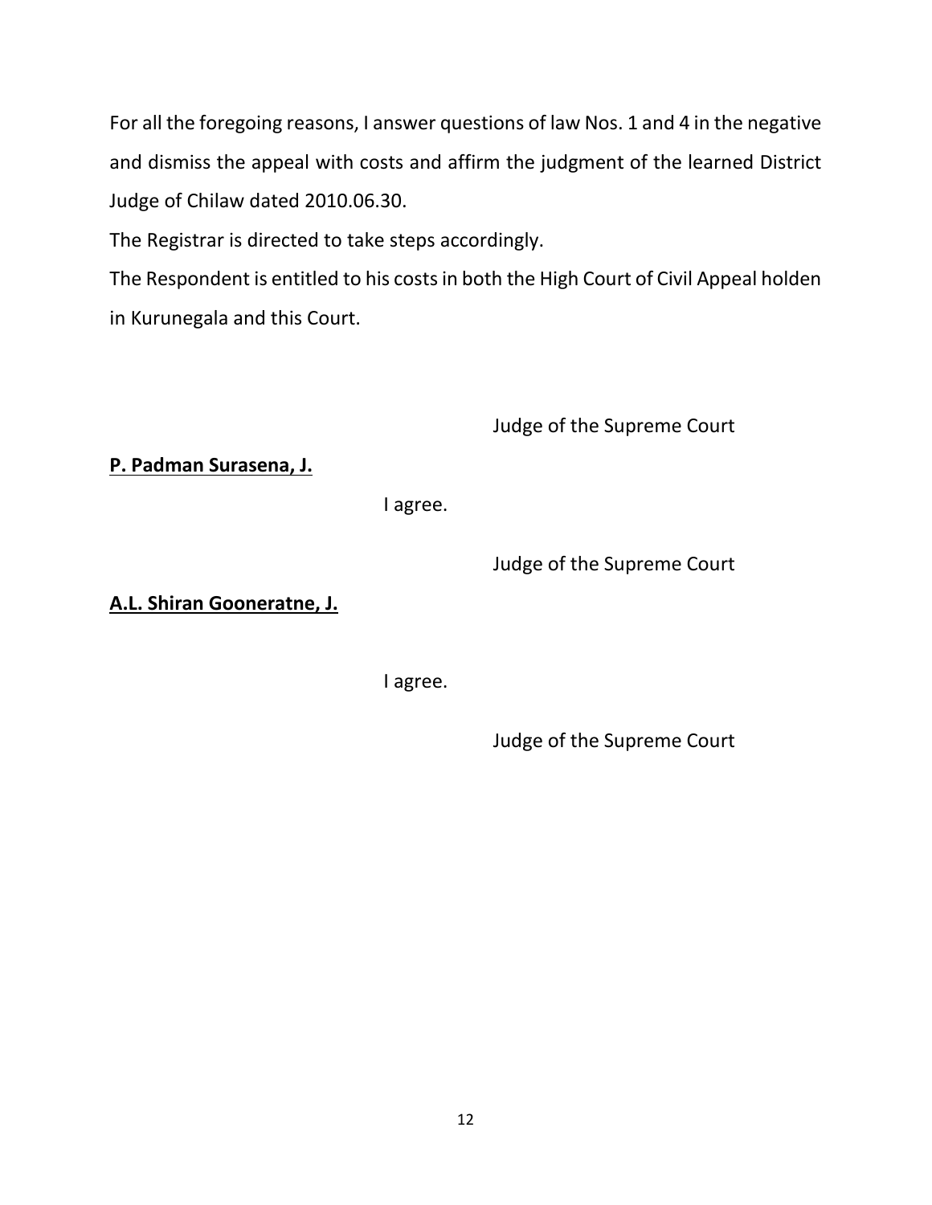For all the foregoing reasons, I answer questions of law Nos. 1 and 4 in the negative and dismiss the appeal with costs and affirm the judgment of the learned District Judge of Chilaw dated 2010.06.30.

The Registrar is directed to take steps accordingly.

The Respondent is entitled to his costs in both the High Court of Civil Appeal holden in Kurunegala and this Court.

Judge of the Supreme Court

**P. Padman Surasena, J.**

I agree.

Judge of the Supreme Court

**A.L. Shiran Gooneratne, J.**

I agree.

Judge of the Supreme Court